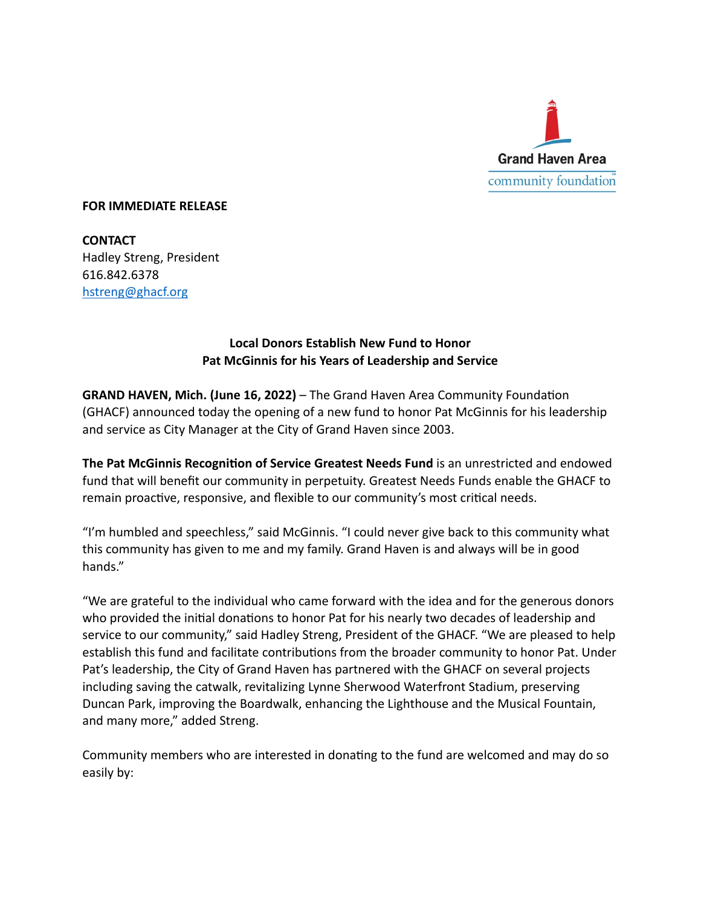Grand Haven Area
community foundation

**FOR IMMEDIATE RELEASE**

**CONTACT**
Hadley Streng, President
616.842.6378
[hstreng@ghacf.org](mailto:hstreng@ghacf.org)

## Local Donors Establish New Fund to Honor Pat McGinnis for his Years of Leadership and Service

**GRAND HAVEN, Mich. (June 16, 2022)** – The Grand Haven Area Community Foundation (GHACF) announced today the opening of a new fund to honor Pat McGinnis for his leadership and service as City Manager at the City of Grand Haven since 2003.

**The Pat McGinnis Recognition of Service Greatest Needs Fund** is an unrestricted and endowed fund that will benefit our community in perpetuity. Greatest Needs Funds enable the GHACF to remain proactive, responsive, and flexible to our community's most critical needs.

"I'm humbled and speechless," said McGinnis. "I could never give back to this community what this community has given to me and my family. Grand Haven is and always will be in good hands."

"We are grateful to the individual who came forward with the idea and for the generous donors who provided the initial donations to honor Pat for his nearly two decades of leadership and service to our community," said Hadley Streng, President of the GHACF. "We are pleased to help establish this fund and facilitate contributions from the broader community to honor Pat. Under Pat's leadership, the City of Grand Haven has partnered with the GHACF on several projects including saving the catwalk, revitalizing Lynne Sherwood Waterfront Stadium, preserving Duncan Park, improving the Boardwalk, enhancing the Lighthouse and the Musical Fountain, and many more," added Streng.

Community members who are interested in donating to the fund are welcomed and may do so easily by: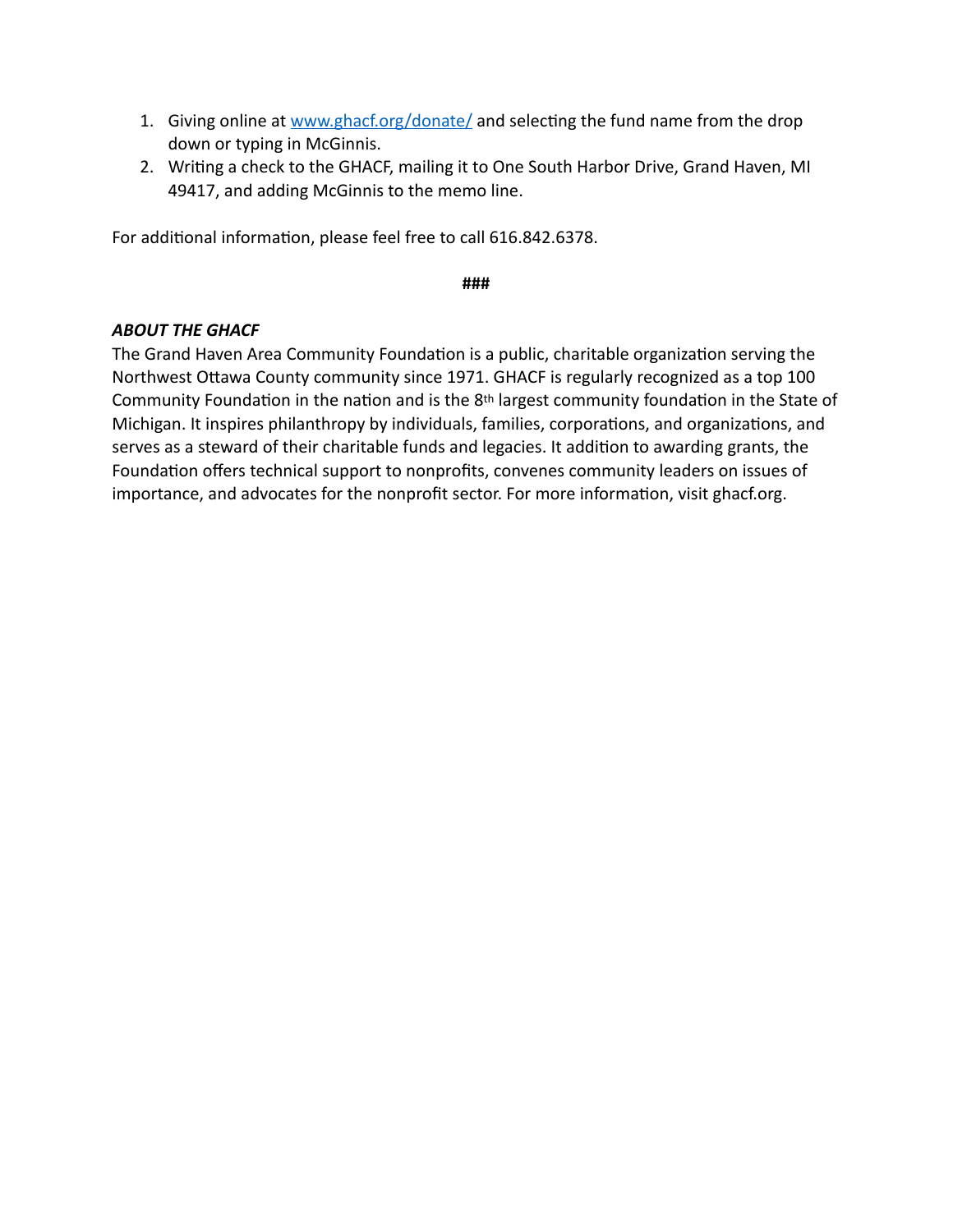1. Giving online at [www.ghacf.org/donate/](http://www.ghacf.org/donate/) and selecting the fund name from the drop down or typing in McGinnis.
2. Writing a check to the GHACF, mailing it to One South Harbor Drive, Grand Haven, MI 49417, and adding McGinnis to the memo line.

For additional information, please feel free to call 616.842.6378.

**###**

***ABOUT THE GHACF***

The Grand Haven Area Community Foundation is a public, charitable organization serving the Northwest Ottawa County community since 1971. GHACF is regularly recognized as a top 100 Community Foundation in the nation and is the 8th largest community foundation in the State of Michigan. It inspires philanthropy by individuals, families, corporations, and organizations, and serves as a steward of their charitable funds and legacies. It addition to awarding grants, the Foundation offers technical support to nonprofits, convenes community leaders on issues of importance, and advocates for the nonprofit sector. For more information, visit ghacf.org.